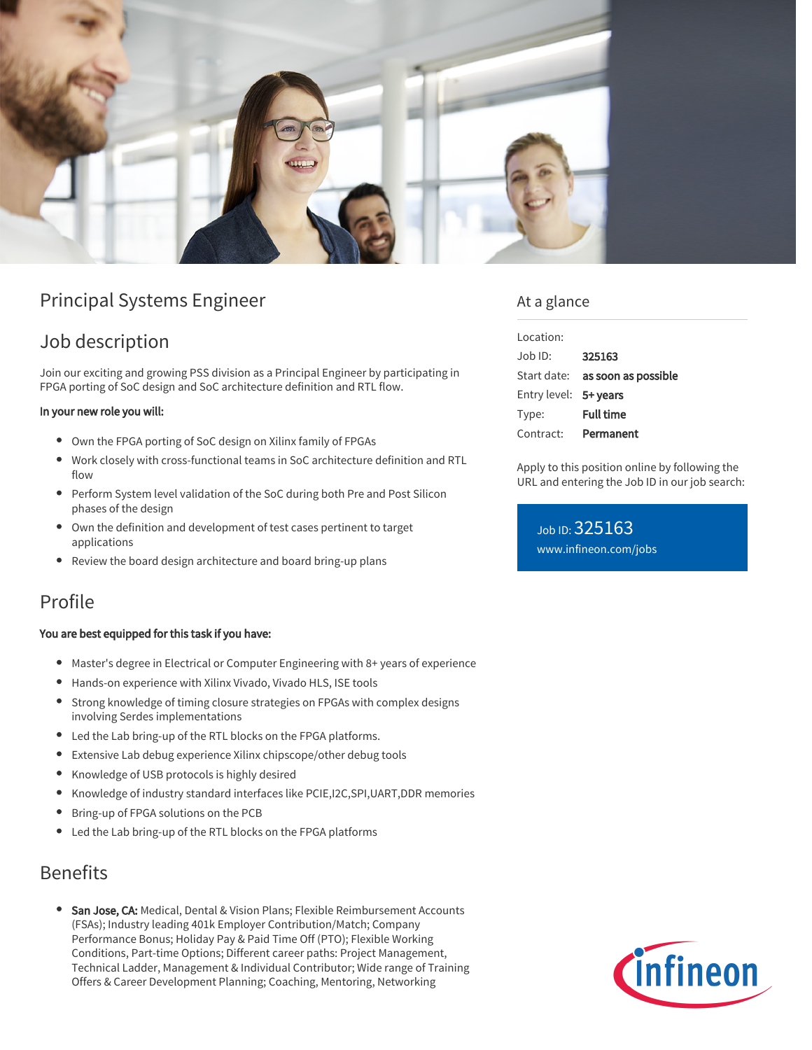# Principal Systems Engineer

## Job description

Join our exciting and growing PSS division as a Principal Engineer by participating in FPGA porting of SoC design and SoC architecture definition and RTL flow.

**In your new role you will:**

- Own the FPGA porting of SoC design on Xilinx family of FPGAs
- Work closely with cross-functional teams in SoC architecture definition and RTL flow
- Perform System level validation of the SoC during both Pre and Post Silicon phases of the design
- Own the definition and development of test cases pertinent to target applications
- Review the board design architecture and board bring-up plans

## Profile

**You are best equipped for this task if you have:**

- Master's degree in Electrical or Computer Engineering with 8+ years of experience
- Hands-on experience with Xilinx Vivado, Vivado HLS, ISE tools
- Strong knowledge of timing closure strategies on FPGAs with complex designs involving Serdes implementations
- Led the Lab bring-up of the RTL blocks on the FPGA platforms.
- Extensive Lab debug experience Xilinx chipscope/other debug tools
- Knowledge of USB protocols is highly desired
- Knowledge of industry standard interfaces like PCIE,I2C,SPI,UART,DDR memories
- Bring-up of FPGA solutions on the PCB
- Led the Lab bring-up of the RTL blocks on the FPGA platforms

## Benefits

- **San Jose, CA:** Medical, Dental & Vision Plans; Flexible Reimbursement Accounts (FSAs); Industry leading 401k Employer Contribution/Match; Company Performance Bonus; Holiday Pay & Paid Time Off (PTO); Flexible Working Conditions, Part-time Options; Different career paths: Project Management, Technical Ladder, Management & Individual Contributor; Wide range of Training Offers & Career Development Planning; Coaching, Mentoring, Networking

## At a glance

| | |
|---|---|
| Location: | |
| Job ID: | **325163** |
| Start date: | **as soon as possible** |
| Entry level: | **5+ years** |
| Type: | **Full time** |
| Contract: | **Permanent** |

Apply to this position online by following the URL and entering the Job ID in our job search:

Job ID: 325163
www.infineon.com/jobs

infineon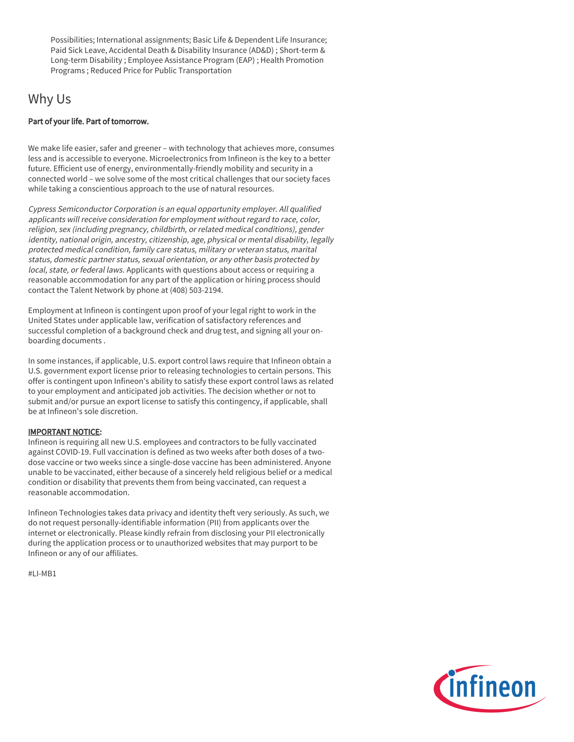Possibilities; International assignments; Basic Life & Dependent Life Insurance; Paid Sick Leave, Accidental Death & Disability Insurance (AD&D) ; Short-term & Long-term Disability ; Employee Assistance Program (EAP) ; Health Promotion Programs ; Reduced Price for Public Transportation

## Why Us

**Part of your life. Part of tomorrow.**

We make life easier, safer and greener – with technology that achieves more, consumes less and is accessible to everyone. Microelectronics from Infineon is the key to a better future. Efficient use of energy, environmentally-friendly mobility and security in a connected world – we solve some of the most critical challenges that our society faces while taking a conscientious approach to the use of natural resources.

*Cypress Semiconductor Corporation is an equal opportunity employer. All qualified applicants will receive consideration for employment without regard to race, color, religion, sex (including pregnancy, childbirth, or related medical conditions), gender identity, national origin, ancestry, citizenship, age, physical or mental disability, legally protected medical condition, family care status, military or veteran status, marital status, domestic partner status, sexual orientation, or any other basis protected by local, state, or federal laws.* Applicants with questions about access or requiring a reasonable accommodation for any part of the application or hiring process should contact the Talent Network by phone at (408) 503-2194.

Employment at Infineon is contingent upon proof of your legal right to work in the United States under applicable law, verification of satisfactory references and successful completion of a background check and drug test, and signing all your on-boarding documents .

In some instances, if applicable, U.S. export control laws require that Infineon obtain a U.S. government export license prior to releasing technologies to certain persons. This offer is contingent upon Infineon's ability to satisfy these export control laws as related to your employment and anticipated job activities. The decision whether or not to submit and/or pursue an export license to satisfy this contingency, if applicable, shall be at Infineon's sole discretion.

**IMPORTANT NOTICE:**
Infineon is requiring all new U.S. employees and contractors to be fully vaccinated against COVID-19. Full vaccination is defined as two weeks after both doses of a two-dose vaccine or two weeks since a single-dose vaccine has been administered. Anyone unable to be vaccinated, either because of a sincerely held religious belief or a medical condition or disability that prevents them from being vaccinated, can request a reasonable accommodation.

Infineon Technologies takes data privacy and identity theft very seriously. As such, we do not request personally-identifiable information (PII) from applicants over the internet or electronically. Please kindly refrain from disclosing your PII electronically during the application process or to unauthorized websites that may purport to be Infineon or any of our affiliates.

#LI-MB1